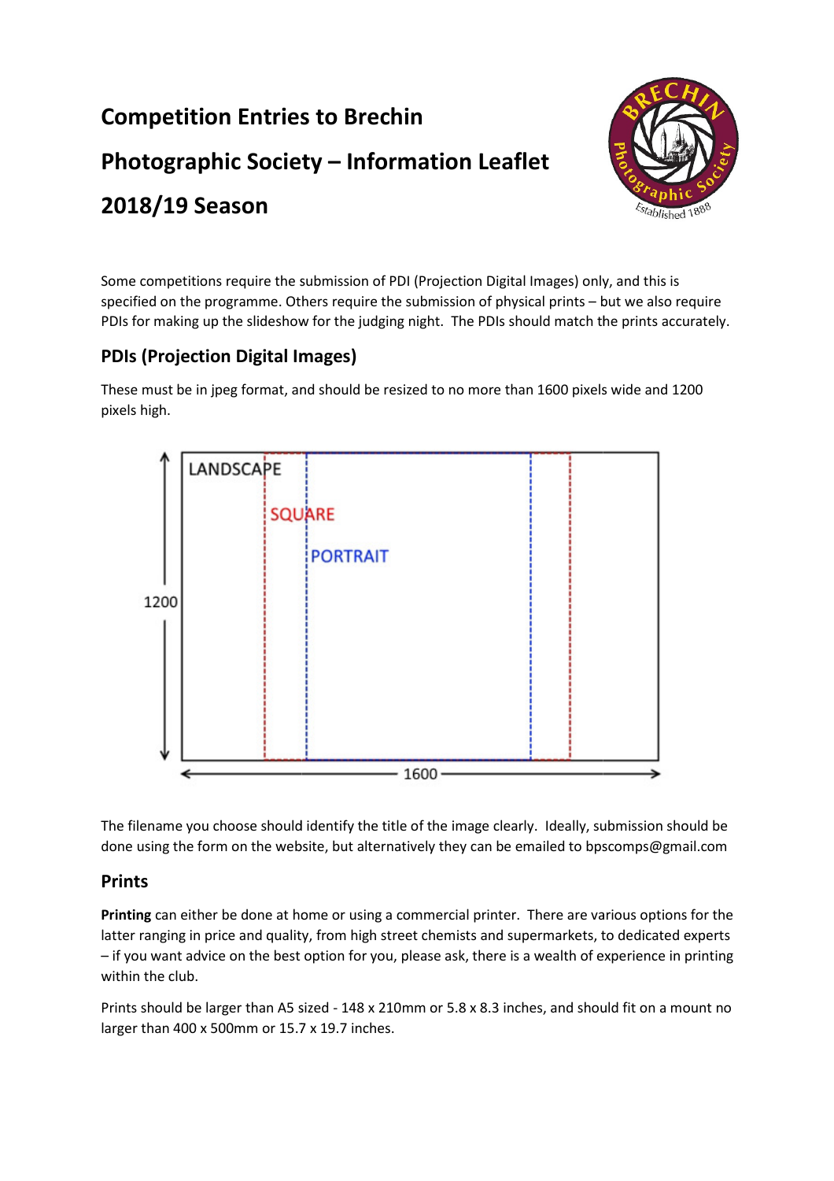# Competition Entries to Brechin Photographic Society – Information Leaflet 2018/19 Season

Some competitions require the submission of PDI (Projection Digital Images) only, and this is specified on the programme. Others require the submission of physical prints – but we also require PDIs for making up the slideshow for the judging night. The PDIs should match the prints accurately.

## PDIs (Projection Digital Images)

These must be in jpeg format, and should be resized to no more than 1600 pixels wide and 1200 pixels high.

LANDSCAPE

SQUARE

PORTRAIT

1200

1600

The filename you choose should identify the title of the image clearly. Ideally, submission should be done using the form on the website, but alternatively they can be emailed to bpscomps@gmail.com

## Prints

**Printing** can either be done at home or using a commercial printer. There are various options for the latter ranging in price and quality, from high street chemists and supermarkets, to dedicated experts – if you want advice on the best option for you, please ask, there is a wealth of experience in printing within the club.

Prints should be larger than A5 sized - 148 x 210mm or 5.8 x 8.3 inches, and should fit on a mount no larger than 400 x 500mm or 15.7 x 19.7 inches.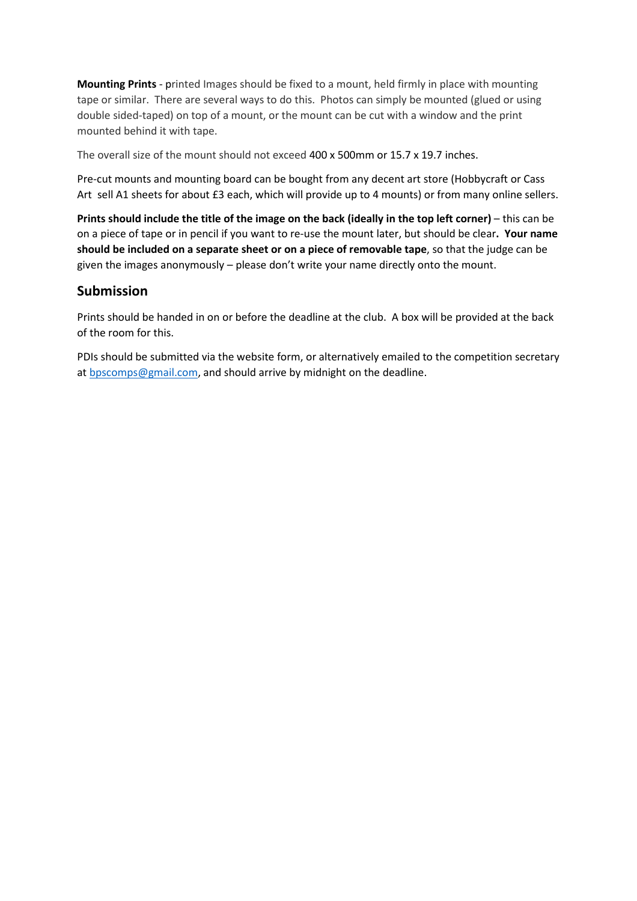**Mounting Prints** - printed Images should be fixed to a mount, held firmly in place with mounting tape or similar. There are several ways to do this. Photos can simply be mounted (glued or using double sided-taped) on top of a mount, or the mount can be cut with a window and the print mounted behind it with tape.

The overall size of the mount should not exceed 400 x 500mm or 15.7 x 19.7 inches.

Pre-cut mounts and mounting board can be bought from any decent art store (Hobbycraft or Cass Art sell A1 sheets for about £3 each, which will provide up to 4 mounts) or from many online sellers.

**Prints should include the title of the image on the back (ideally in the top left corner)** – this can be on a piece of tape or in pencil if you want to re-use the mount later, but should be clear**. Your name should be included on a separate sheet or on a piece of removable tape**, so that the judge can be given the images anonymously – please don't write your name directly onto the mount.

## Submission

Prints should be handed in on or before the deadline at the club. A box will be provided at the back of the room for this.

PDIs should be submitted via the website form, or alternatively emailed to the competition secretary at bpscomps@gmail.com, and should arrive by midnight on the deadline.